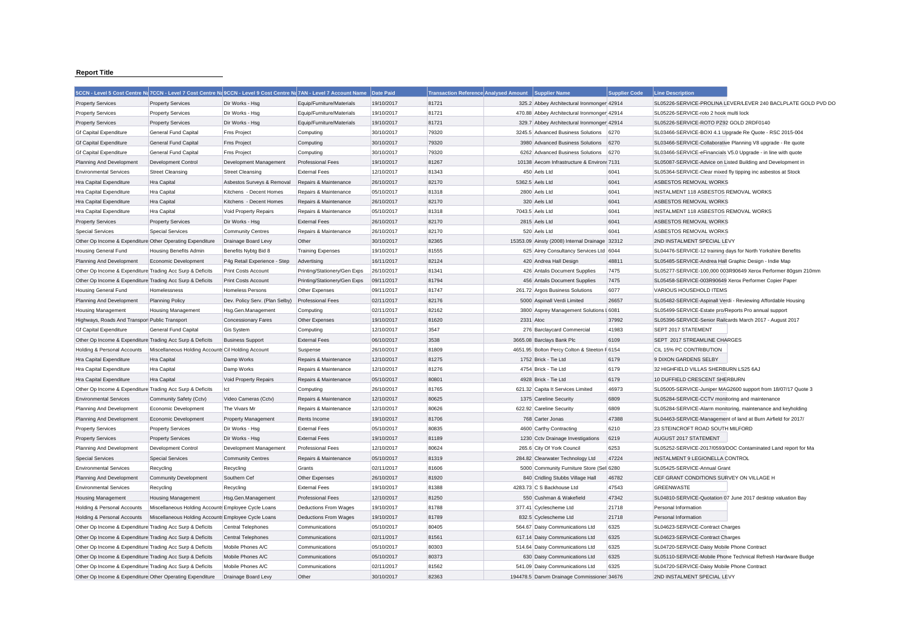**Report Title**

| 5CCN - Level 5 Cost Centre Na | 7CCN - Level 7 Cost Centre Na | 9CCN - Level 9 Cost Centre Na | 7AN - Level 7 Account Name | Date Paid | Transaction Reference | Analysed Amount | Supplier Name | Supplier Code | Line Description |
|---|---|---|---|---|---|---|---|---|---|
| Property Services | Property Services | Dir Works - Hsg | Equip/Furniture/Materials | 19/10/2017 | 81721 | 325.2 | Abbey Architectural Ironmonger | 42914 | SL05226-SERVICE-PROLINA LEVER/LEVER 240 BACLPLATE GOLD PVD DO |
| Property Services | Property Services | Dir Works - Hsg | Equip/Furniture/Materials | 19/10/2017 | 81721 | 470.88 | Abbey Architectural Ironmonger | 42914 | SL05226-SERVICE-roto 2 hook multi lock |
| Property Services | Property Services | Dir Works - Hsg | Equip/Furniture/Materials | 19/10/2017 | 81721 | 329.7 | Abbey Architectural Ironmonger | 42914 | SL05226-SERVICE-ROTO PZ92 GOLD 2RDF0140 |
| Gf Capital Expenditure | General Fund Capital | Fms Project | Computing | 30/10/2017 | 79320 | 3245.5 | Advanced Business Solutions | 6270 | SL03466-SERVICE-BOXI 4.1 Upgrade Re Quote - RSC 2015-004 |
| Gf Capital Expenditure | General Fund Capital | Fms Project | Computing | 30/10/2017 | 79320 | 3980 | Advanced Business Solutions | 6270 | SL03466-SERVICE-Collaborative Planning V8 upgrade - Re quote |
| Gf Capital Expenditure | General Fund Capital | Fms Project | Computing | 30/10/2017 | 79320 | 6262 | Advanced Business Solutions | 6270 | SL03466-SERVICE-eFinancials V5.0 Upgrade - in line with quote |
| Planning And Development | Development Control | Development Management | Professional Fees | 19/10/2017 | 81267 | 10138 | Aecom Infrastructure & Environ | 7131 | SL05087-SERVICE-Advice on Listed Building and Development in |
| Environmental Services | Street Cleansing | Street Cleansing | External Fees | 12/10/2017 | 81343 | 450 | Aels Ltd | 6041 | SL05364-SERVICE-Clear mixed fly tipping inc asbestos at Stock |
| Hra Capital Expenditure | Hra Capital | Asbestos Surveys & Removal | Repairs & Maintenance | 26/10/2017 | 82170 | 5362.5 | Aels Ltd | 6041 | ASBESTOS REMOVAL WORKS |
| Hra Capital Expenditure | Hra Capital | Kitchens - Decent Homes | Repairs & Maintenance | 05/10/2017 | 81318 | 2800 | Aels Ltd | 6041 | INSTALMENT 118 ASBESTOS REMOVAL WORKS |
| Hra Capital Expenditure | Hra Capital | Kitchens - Decent Homes | Repairs & Maintenance | 26/10/2017 | 82170 | 320 | Aels Ltd | 6041 | ASBESTOS REMOVAL WORKS |
| Hra Capital Expenditure | Hra Capital | Void Property Repairs | Repairs & Maintenance | 05/10/2017 | 81318 | 7043.5 | Aels Ltd | 6041 | INSTALMENT 118 ASBESTOS REMOVAL WORKS |
| Property Services | Property Services | Dir Works - Hsg | External Fees | 26/10/2017 | 82170 | 2815 | Aels Ltd | 6041 | ASBESTOS REMOVAL WORKS |
| Special Services | Special Services | Community Centres | Repairs & Maintenance | 26/10/2017 | 82170 | 520 | Aels Ltd | 6041 | ASBESTOS REMOVAL WORKS |
| Other Op Income & Expenditure | Other Operating Expenditure | Drainage Board Levy | Other | 30/10/2017 | 82365 | 15353.09 | Ainsty (2008) Internal Drainage | 32312 | 2ND INSTALMENT SPECIAL LEVY |
| Housing General Fund | Housing Benefits Admin | Benefits Nybtg Bid 8 | Training Expenses | 19/10/2017 | 81555 | 625 | Airey Consultancy Services Ltd | 6044 | SL04476-SERVICE-12 training days for North Yorkshire Benefits |
| Planning And Development | Economic Development | P4g Retail Experience - Step | Advertising | 16/11/2017 | 82124 | 420 | Andrea Hall Design | 48811 | SL05485-SERVICE-Andrea Hall Graphic Design - Indie Map |
| Other Op Income & Expenditure | Trading Acc Surp & Deficits | Print Costs Account | Printing/Stationery/Gen Exps | 26/10/2017 | 81341 | 426 | Antalis Document Supplies | 7475 | SL05277-SERVICE-100,000 003R90649 Xerox Performer 80gsm 210mm |
| Other Op Income & Expenditure | Trading Acc Surp & Deficits | Print Costs Account | Printing/Stationery/Gen Exps | 09/11/2017 | 81794 | 456 | Antalis Document Supplies | 7475 | SL05458-SERVICE-003R90649 Xerox Performer Copier Paper |
| Housing General Fund | Homelessness | Homeless Persons | Other Expenses | 09/11/2017 | 81747 | 261.72 | Argos Business Solutions | 6077 | VARIOUS HOUSEHOLD ITEMS |
| Planning And Development | Planning Policy | Dev. Policy Serv. (Plan Selby) | Professional Fees | 02/11/2017 | 82176 | 5000 | Aspinall Verdi Limited | 26657 | SL05482-SERVICE-Aspinall Verdi - Reviewing Affordable Housing |
| Housing Management | Housing Management | Hsg.Gen.Management | Computing | 02/11/2017 | 82162 | 3800 | Asprey Management Solutions L | 6081 | SL05499-SERVICE-Estate pro/Reports Pro annual support |
| Highways, Roads And Transport | Public Transport | Concessionary Fares | Other Expenses | 19/10/2017 | 81620 | 2331 | Atoc | 37992 | SL05396-SERVICE-Senior Railcards March 2017 - August 2017 |
| Gf Capital Expenditure | General Fund Capital | Gis System | Computing | 12/10/2017 | 3547 | 276 | Barclaycard Commercial | 41983 | SEPT 2017 STATEMENT |
| Other Op Income & Expenditure | Trading Acc Surp & Deficits | Business Support | External Fees | 06/10/2017 | 3538 | 3665.08 | Barclays Bank Plc | 6109 | SEPT 2017 STREAMLINE CHARGES |
| Holding & Personal Accounts | Miscellaneous Holding Accounts | Cil Holding Account | Suspense | 26/10/2017 | 81809 | 4651.95 | Bolton Percy Colton & Steeton F | 6154 | CIL 15% PC CONTRIBUTION |
| Hra Capital Expenditure | Hra Capital | Damp Works | Repairs & Maintenance | 12/10/2017 | 81275 | 1752 | Brick - Tie Ltd | 6179 | 9 DIXON GARDENS SELBY |
| Hra Capital Expenditure | Hra Capital | Damp Works | Repairs & Maintenance | 12/10/2017 | 81276 | 4754 | Brick - Tie Ltd | 6179 | 32 HIGHFIELD VILLAS SHERBURN LS25 6AJ |
| Hra Capital Expenditure | Hra Capital | Void Property Repairs | Repairs & Maintenance | 05/10/2017 | 80801 | 4928 | Brick - Tie Ltd | 6179 | 10 DUFFIELD CRESCENT SHERBURN |
| Other Op Income & Expenditure | Trading Acc Surp & Deficits | Ict | Computing | 26/10/2017 | 81765 | 621.32 | Capita It Services Limited | 46973 | SL05005-SERVICE-Juniper MAG2600 support from 18/07/17 Quote 3 |
| Environmental Services | Community Safety (Cctv) | Video Cameras (Cctv) | Repairs & Maintenance | 12/10/2017 | 80625 | 1375 | Careline Security | 6809 | SL05284-SERVICE-CCTV monitoring and maintenance |
| Planning And Development | Economic Development | The Vivars Mr | Repairs & Maintenance | 12/10/2017 | 80626 | 622.92 | Careline Security | 6809 | SL05284-SERVICE-Alarm monitoring, maintenance and keyholding |
| Planning And Development | Economic Development | Property Management | Rents Income | 19/10/2017 | 81706 | 768 | Carter Jonas | 47388 | SL04463-SERVICE-Management of land at Burn Airfield for 2017/ |
| Property Services | Property Services | Dir Works - Hsg | External Fees | 05/10/2017 | 80835 | 4600 | Carthy Contracting | 6210 | 23 STEINCROFT ROAD SOUTH MILFORD |
| Property Services | Property Services | Dir Works - Hsg | External Fees | 19/10/2017 | 81189 | 1230 | Cctv Drainage Investigations | 6219 | AUGUST 2017 STATEMENT |
| Planning And Development | Development Control | Development Management | Professional Fees | 12/10/2017 | 80624 | 265.6 | City Of York Council | 6253 | SL05252-SERVICE-2017/0593/DOC Contaminated Land report for Ma |
| Special Services | Special Services | Community Centres | Repairs & Maintenance | 05/10/2017 | 81319 | 284.82 | Clearwater Technology Ltd | 47224 | INSTALMENT 9 LEGIONELLA CONTROL |
| Environmental Services | Recycling | Recycling | Grants | 02/11/2017 | 81606 | 5000 | Community Furniture Store (Sel | 6280 | SL05425-SERVICE-Annual Grant |
| Planning And Development | Community Development | Southern Cef | Other Expenses | 26/10/2017 | 81920 | 840 | Cridling Stubbs Village Hall | 46782 | CEF GRANT CONDITIONS SURVEY ON VILLAGE H |
| Environmental Services | Recycling | Recycling | External Fees | 19/10/2017 | 81388 | 4283.73 | C S Backhouse Ltd | 47543 | GREENWASTE |
| Housing Management | Housing Management | Hsg.Gen.Management | Professional Fees | 12/10/2017 | 81250 | 550 | Cushman & Wakefield | 47342 | SL04810-SERVICE-Quotation 07 June 2017 desktop valuation Bay |
| Holding & Personal Accounts | Miscellaneous Holding Accounts | Employee Cycle Loans | Deductions From Wages | 19/10/2017 | 81788 | 377.41 | Cyclescheme Ltd | 21718 | Personal Information |
| Holding & Personal Accounts | Miscellaneous Holding Accounts | Employee Cycle Loans | Deductions From Wages | 19/10/2017 | 81789 | 832.5 | Cyclescheme Ltd | 21718 | Personal Information |
| Other Op Income & Expenditure | Trading Acc Surp & Deficits | Central Telephones | Communications | 05/10/2017 | 80405 | 564.67 | Daisy Communications Ltd | 6325 | SL04623-SERVICE-Contract Charges |
| Other Op Income & Expenditure | Trading Acc Surp & Deficits | Central Telephones | Communications | 02/11/2017 | 81561 | 617.14 | Daisy Communications Ltd | 6325 | SL04623-SERVICE-Contract Charges |
| Other Op Income & Expenditure | Trading Acc Surp & Deficits | Mobile Phones A/C | Communications | 05/10/2017 | 80303 | 514.64 | Daisy Communications Ltd | 6325 | SL04720-SERVICE-Daisy Mobile Phone Contract |
| Other Op Income & Expenditure | Trading Acc Surp & Deficits | Mobile Phones A/C | Communications | 05/10/2017 | 80373 | 630 | Daisy Communications Ltd | 6325 | SL05110-SERVICE-Mobile Phone Technical Refresh Hardware Budge |
| Other Op Income & Expenditure | Trading Acc Surp & Deficits | Mobile Phones A/C | Communications | 02/11/2017 | 81562 | 541.09 | Daisy Communications Ltd | 6325 | SL04720-SERVICE-Daisy Mobile Phone Contract |
| Other Op Income & Expenditure | Other Operating Expenditure | Drainage Board Levy | Other | 30/10/2017 | 82363 | 194478.5 | Danvm Drainage Commissioner | 34676 | 2ND INSTALMENT SPECIAL LEVY |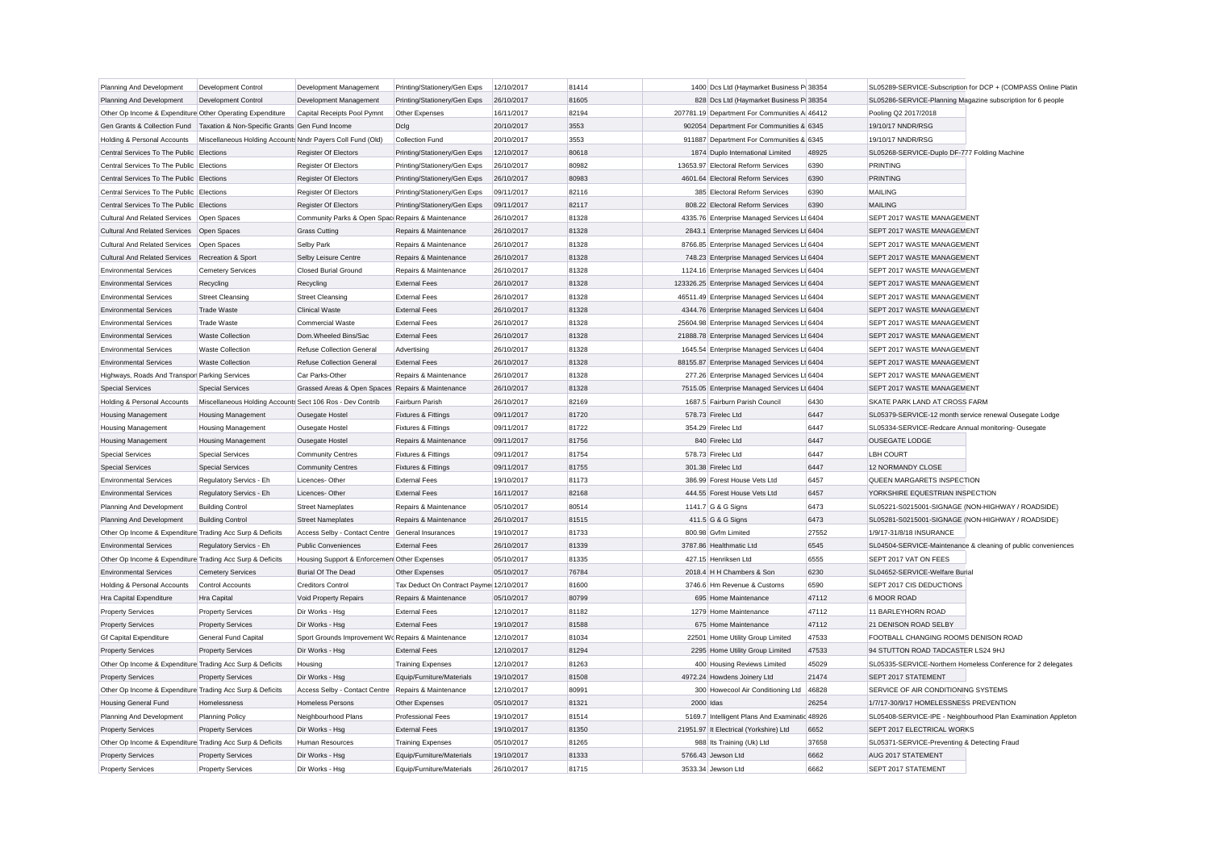| | | | | | | | | | |
|---|---|---|---|---|---|---|---|---|---|
| Planning And Development | Development Control | Development Management | Printing/Stationery/Gen Exps | 12/10/2017 | 81414 | 1400 | Dcs Ltd (Haymarket Business P | 38354 | SL05289-SERVICE-Subscription for DCP + (COMPASS Online Platin |
| Planning And Development | Development Control | Development Management | Printing/Stationery/Gen Exps | 26/10/2017 | 81605 | 828 | Dcs Ltd (Haymarket Business P | 38354 | SL05286-SERVICE-Planning Magazine subscription for 6 people |
| Other Op Income & Expenditure | Other Operating Expenditure | Capital Receipts Pool Pymnt | Other Expenses | 16/11/2017 | 82194 | 207781.19 | Department For Communities A | 46412 | Pooling Q2 2017/2018 |
| Gen Grants & Collection Fund | Taxation & Non-Specific Grants | Gen Fund Income | Dclg | 20/10/2017 | 3553 | 902054 | Department For Communities & | 6345 | 19/10/17 NNDR/RSG |
| Holding & Personal Accounts | Miscellaneous Holding Accounts | Nndr Payers Coll Fund (Old) | Collection Fund | 20/10/2017 | 3553 | 911887 | Department For Communities & | 6345 | 19/10/17 NNDR/RSG |
| Central Services To The Public | Elections | Register Of Electors | Printing/Stationery/Gen Exps | 12/10/2017 | 80618 | 1874 | Duplo International Limited | 48925 | SL05268-SERVICE-Duplo DF-777 Folding Machine |
| Central Services To The Public | Elections | Register Of Electors | Printing/Stationery/Gen Exps | 26/10/2017 | 80982 | 13653.97 | Electoral Reform Services | 6390 | PRINTING |
| Central Services To The Public | Elections | Register Of Electors | Printing/Stationery/Gen Exps | 26/10/2017 | 80983 | 4601.64 | Electoral Reform Services | 6390 | PRINTING |
| Central Services To The Public | Elections | Register Of Electors | Printing/Stationery/Gen Exps | 09/11/2017 | 82116 | 385 | Electoral Reform Services | 6390 | MAILING |
| Central Services To The Public | Elections | Register Of Electors | Printing/Stationery/Gen Exps | 09/11/2017 | 82117 | 808.22 | Electoral Reform Services | 6390 | MAILING |
| Cultural And Related Services | Open Spaces | Community Parks & Open Spac | Repairs & Maintenance | 26/10/2017 | 81328 | 4335.76 | Enterprise Managed Services Lt | 6404 | SEPT 2017 WASTE MANAGEMENT |
| Cultural And Related Services | Open Spaces | Grass Cutting | Repairs & Maintenance | 26/10/2017 | 81328 | 2843.1 | Enterprise Managed Services Lt | 6404 | SEPT 2017 WASTE MANAGEMENT |
| Cultural And Related Services | Open Spaces | Selby Park | Repairs & Maintenance | 26/10/2017 | 81328 | 8766.85 | Enterprise Managed Services Lt | 6404 | SEPT 2017 WASTE MANAGEMENT |
| Cultural And Related Services | Recreation & Sport | Selby Leisure Centre | Repairs & Maintenance | 26/10/2017 | 81328 | 748.23 | Enterprise Managed Services Lt | 6404 | SEPT 2017 WASTE MANAGEMENT |
| Environmental Services | Cemetery Services | Closed Burial Ground | Repairs & Maintenance | 26/10/2017 | 81328 | 1124.16 | Enterprise Managed Services Lt | 6404 | SEPT 2017 WASTE MANAGEMENT |
| Environmental Services | Recycling | Recycling | External Fees | 26/10/2017 | 81328 | 123326.25 | Enterprise Managed Services Lt | 6404 | SEPT 2017 WASTE MANAGEMENT |
| Environmental Services | Street Cleansing | Street Cleansing | External Fees | 26/10/2017 | 81328 | 46511.49 | Enterprise Managed Services Lt | 6404 | SEPT 2017 WASTE MANAGEMENT |
| Environmental Services | Trade Waste | Clinical Waste | External Fees | 26/10/2017 | 81328 | 4344.76 | Enterprise Managed Services Lt | 6404 | SEPT 2017 WASTE MANAGEMENT |
| Environmental Services | Trade Waste | Commercial Waste | External Fees | 26/10/2017 | 81328 | 25604.98 | Enterprise Managed Services Lt | 6404 | SEPT 2017 WASTE MANAGEMENT |
| Environmental Services | Waste Collection | Dom.Wheeled Bins/Sac | External Fees | 26/10/2017 | 81328 | 21888.78 | Enterprise Managed Services Lt | 6404 | SEPT 2017 WASTE MANAGEMENT |
| Environmental Services | Waste Collection | Refuse Collection General | Advertising | 26/10/2017 | 81328 | 1645.54 | Enterprise Managed Services Lt | 6404 | SEPT 2017 WASTE MANAGEMENT |
| Environmental Services | Waste Collection | Refuse Collection General | External Fees | 26/10/2017 | 81328 | 88155.87 | Enterprise Managed Services Lt | 6404 | SEPT 2017 WASTE MANAGEMENT |
| Highways, Roads And Transport | Parking Services | Car Parks-Other | Repairs & Maintenance | 26/10/2017 | 81328 | 277.26 | Enterprise Managed Services Lt | 6404 | SEPT 2017 WASTE MANAGEMENT |
| Special Services | Special Services | Grassed Areas & Open Spaces | Repairs & Maintenance | 26/10/2017 | 81328 | 7515.05 | Enterprise Managed Services Lt | 6404 | SEPT 2017 WASTE MANAGEMENT |
| Holding & Personal Accounts | Miscellaneous Holding Accounts | Sect 106 Ros - Dev Contrib | Fairburn Parish | 26/10/2017 | 82169 | 1687.5 | Fairburn Parish Council | 6430 | SKATE PARK LAND AT CROSS FARM |
| Housing Management | Housing Management | Ousegate Hostel | Fixtures & Fittings | 09/11/2017 | 81720 | 578.73 | Firelec Ltd | 6447 | SL05379-SERVICE-12 month service renewal Ousegate Lodge |
| Housing Management | Housing Management | Ousegate Hostel | Fixtures & Fittings | 09/11/2017 | 81722 | 354.29 | Firelec Ltd | 6447 | SL05334-SERVICE-Redcare Annual monitoring- Ousegate |
| Housing Management | Housing Management | Ousegate Hostel | Repairs & Maintenance | 09/11/2017 | 81756 | 840 | Firelec Ltd | 6447 | OUSEGATE LODGE |
| Special Services | Special Services | Community Centres | Fixtures & Fittings | 09/11/2017 | 81754 | 578.73 | Firelec Ltd | 6447 | LBH COURT |
| Special Services | Special Services | Community Centres | Fixtures & Fittings | 09/11/2017 | 81755 | 301.38 | Firelec Ltd | 6447 | 12 NORMANDY CLOSE |
| Environmental Services | Regulatory Servics - Eh | Licences- Other | External Fees | 19/10/2017 | 81173 | 386.99 | Forest House Vets Ltd | 6457 | QUEEN MARGARETS INSPECTION |
| Environmental Services | Regulatory Servics - Eh | Licences- Other | External Fees | 16/11/2017 | 82168 | 444.55 | Forest House Vets Ltd | 6457 | YORKSHIRE EQUESTRIAN INSPECTION |
| Planning And Development | Building Control | Street Nameplates | Repairs & Maintenance | 05/10/2017 | 80514 | 1141.7 | G & G Signs | 6473 | SL05221-S0215001-SIGNAGE (NON-HIGHWAY / ROADSIDE) |
| Planning And Development | Building Control | Street Nameplates | Repairs & Maintenance | 26/10/2017 | 81515 | 411.5 | G & G Signs | 6473 | SL05281-S0215001-SIGNAGE (NON-HIGHWAY / ROADSIDE) |
| Other Op Income & Expenditure | Trading Acc Surp & Deficits | Access Selby - Contact Centre | General Insurances | 19/10/2017 | 81733 | 800.98 | Gvfm Limited | 27552 | 1/9/17-31/8/18 INSURANCE |
| Environmental Services | Regulatory Servics - Eh | Public Conveniences | External Fees | 26/10/2017 | 81339 | 3787.86 | Healthmatic Ltd | 6545 | SL04504-SERVICE-Maintenance & cleaning of public conveniences |
| Other Op Income & Expenditure | Trading Acc Surp & Deficits | Housing Support & Enforcement | Other Expenses | 05/10/2017 | 81335 | 427.15 | Henriksen Ltd | 6555 | SEPT 2017 VAT ON FEES |
| Environmental Services | Cemetery Services | Burial Of The Dead | Other Expenses | 05/10/2017 | 76784 | 2018.4 | H H Chambers & Son | 6230 | SL04652-SERVICE-Welfare Burial |
| Holding & Personal Accounts | Control Accounts | Creditors Control | Tax Deduct On Contract Payme | 12/10/2017 | 81600 | 3746.6 | Hm Revenue & Customs | 6590 | SEPT 2017 CIS DEDUCTIONS |
| Hra Capital Expenditure | Hra Capital | Void Property Repairs | Repairs & Maintenance | 05/10/2017 | 80799 | 695 | Home Maintenance | 47112 | 6 MOOR ROAD |
| Property Services | Property Services | Dir Works - Hsg | External Fees | 12/10/2017 | 81182 | 1279 | Home Maintenance | 47112 | 11 BARLEYHORN ROAD |
| Property Services | Property Services | Dir Works - Hsg | External Fees | 19/10/2017 | 81588 | 675 | Home Maintenance | 47112 | 21 DENISON ROAD SELBY |
| Gf Capital Expenditure | General Fund Capital | Sport Grounds Improvement Wo | Repairs & Maintenance | 12/10/2017 | 81034 | 22501 | Home Utility Group Limited | 47533 | FOOTBALL CHANGING ROOMS DENISON ROAD |
| Property Services | Property Services | Dir Works - Hsg | External Fees | 12/10/2017 | 81294 | 2295 | Home Utility Group Limited | 47533 | 94 STUTTON ROAD TADCASTER LS24 9HJ |
| Other Op Income & Expenditure | Trading Acc Surp & Deficits | Housing | Training Expenses | 12/10/2017 | 81263 | 400 | Housing Reviews Limited | 45029 | SL05335-SERVICE-Northern Homeless Conference for 2 delegates |
| Property Services | Property Services | Dir Works - Hsg | Equip/Furniture/Materials | 19/10/2017 | 81508 | 4972.24 | Howdens Joinery Ltd | 21474 | SEPT 2017 STATEMENT |
| Other Op Income & Expenditure | Trading Acc Surp & Deficits | Access Selby - Contact Centre | Repairs & Maintenance | 12/10/2017 | 80991 | 300 | Howecool Air Conditioning Ltd | 46828 | SERVICE OF AIR CONDITIONING SYSTEMS |
| Housing General Fund | Homelessness | Homeless Persons | Other Expenses | 05/10/2017 | 81321 | 2000 | Idas | 26254 | 1/7/17-30/9/17 HOMELESSNESS PREVENTION |
| Planning And Development | Planning Policy | Neighbourhood Plans | Professional Fees | 19/10/2017 | 81514 | 5169.7 | Intelligent Plans And Examinatio | 48926 | SL05408-SERVICE-IPE - Neighbourhood Plan Examination Appleton |
| Property Services | Property Services | Dir Works - Hsg | External Fees | 19/10/2017 | 81350 | 21951.97 | It Electrical (Yorkshire) Ltd | 6652 | SEPT 2017 ELECTRICAL WORKS |
| Other Op Income & Expenditure | Trading Acc Surp & Deficits | Human Resources | Training Expenses | 05/10/2017 | 81265 | 988 | Its Training (Uk) Ltd | 37658 | SL05371-SERVICE-Preventing & Detecting Fraud |
| Property Services | Property Services | Dir Works - Hsg | Equip/Furniture/Materials | 19/10/2017 | 81333 | 5766.43 | Jewson Ltd | 6662 | AUG 2017 STATEMENT |
| Property Services | Property Services | Dir Works - Hsg | Equip/Furniture/Materials | 26/10/2017 | 81715 | 3533.34 | Jewson Ltd | 6662 | SEPT 2017 STATEMENT |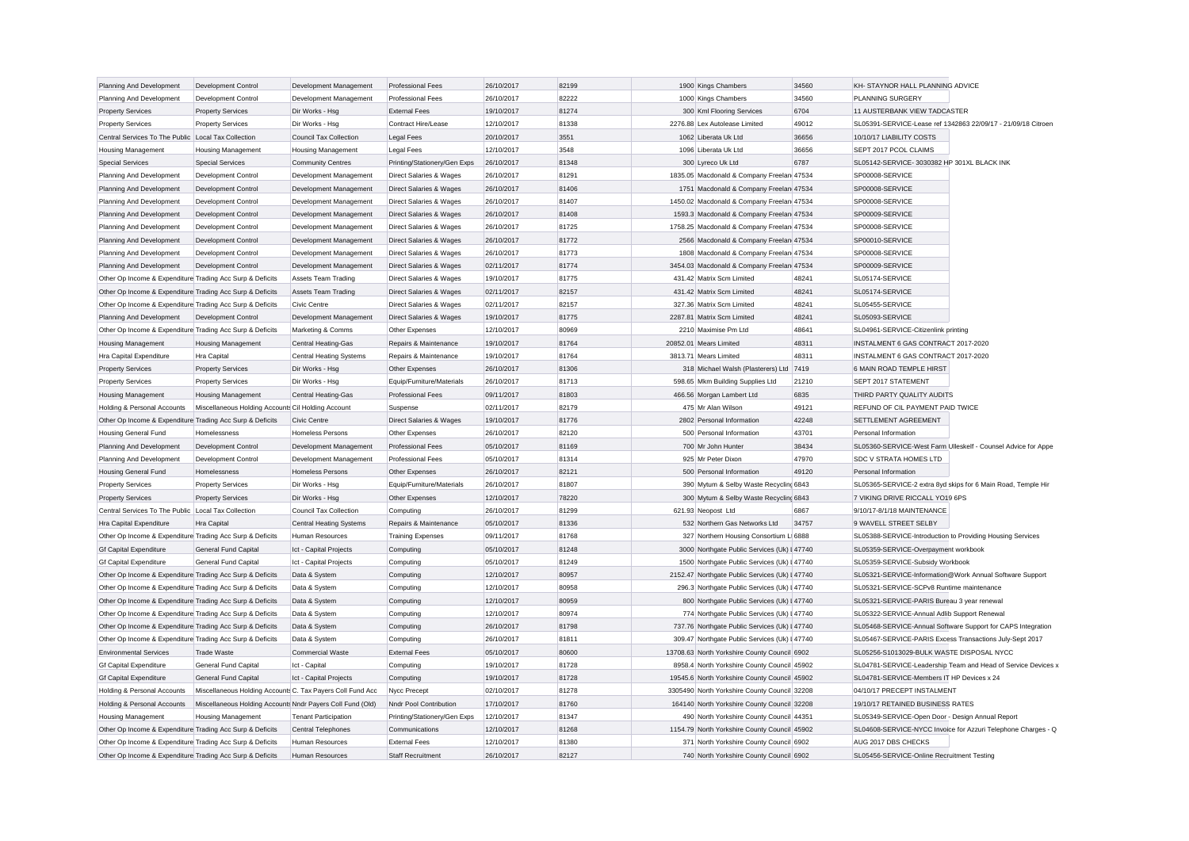| | | | | | | | | | |
|---|---|---|---|---|---|---|---|---|---|
| Planning And Development | Development Control | Development Management | Professional Fees | 26/10/2017 | 82199 | 1900 | Kings Chambers | 34560 | KH- STAYNOR HALL PLANNING ADVICE |
| Planning And Development | Development Control | Development Management | Professional Fees | 26/10/2017 | 82222 | 1000 | Kings Chambers | 34560 | PLANNING SURGERY |
| Property Services | Property Services | Dir Works - Hsg | External Fees | 19/10/2017 | 81274 | 300 | Kml Flooring Services | 6704 | 11 AUSTERBANK VIEW TADCASTER |
| Property Services | Property Services | Dir Works - Hsg | Contract Hire/Lease | 12/10/2017 | 81338 | 2276.88 | Lex Autolease Limited | 49012 | SL05391-SERVICE-Lease ref 1342863 22/09/17 - 21/09/18 Citroen |
| Central Services To The Public | Local Tax Collection | Council Tax Collection | Legal Fees | 20/10/2017 | 3551 | 1062 | Liberata Uk Ltd | 36656 | 10/10/17 LIABILITY COSTS |
| Housing Management | Housing Management | Housing Management | Legal Fees | 12/10/2017 | 3548 | 1096 | Liberata Uk Ltd | 36656 | SEPT 2017 PCOL CLAIMS |
| Special Services | Special Services | Community Centres | Printing/Stationery/Gen Exps | 26/10/2017 | 81348 | 300 | Lyreco Uk Ltd | 6787 | SL05142-SERVICE- 3030382 HP 301XL BLACK INK |
| Planning And Development | Development Control | Development Management | Direct Salaries & Wages | 26/10/2017 | 81291 | 1835.05 | Macdonald & Company Freelan | 47534 | SP00008-SERVICE |
| Planning And Development | Development Control | Development Management | Direct Salaries & Wages | 26/10/2017 | 81406 | 1751 | Macdonald & Company Freelan | 47534 | SP00008-SERVICE |
| Planning And Development | Development Control | Development Management | Direct Salaries & Wages | 26/10/2017 | 81407 | 1450.02 | Macdonald & Company Freelan | 47534 | SP00008-SERVICE |
| Planning And Development | Development Control | Development Management | Direct Salaries & Wages | 26/10/2017 | 81408 | 1593.3 | Macdonald & Company Freelan | 47534 | SP00009-SERVICE |
| Planning And Development | Development Control | Development Management | Direct Salaries & Wages | 26/10/2017 | 81725 | 1758.25 | Macdonald & Company Freelan | 47534 | SP00008-SERVICE |
| Planning And Development | Development Control | Development Management | Direct Salaries & Wages | 26/10/2017 | 81772 | 2566 | Macdonald & Company Freelan | 47534 | SP00010-SERVICE |
| Planning And Development | Development Control | Development Management | Direct Salaries & Wages | 26/10/2017 | 81773 | 1808 | Macdonald & Company Freelan | 47534 | SP00008-SERVICE |
| Planning And Development | Development Control | Development Management | Direct Salaries & Wages | 02/11/2017 | 81774 | 3454.03 | Macdonald & Company Freelan | 47534 | SP00009-SERVICE |
| Other Op Income & Expenditure | Trading Acc Surp & Deficits | Assets Team Trading | Direct Salaries & Wages | 19/10/2017 | 81775 | 431.42 | Matrix Scm Limited | 48241 | SL05174-SERVICE |
| Other Op Income & Expenditure | Trading Acc Surp & Deficits | Assets Team Trading | Direct Salaries & Wages | 02/11/2017 | 82157 | 431.42 | Matrix Scm Limited | 48241 | SL05174-SERVICE |
| Other Op Income & Expenditure | Trading Acc Surp & Deficits | Civic Centre | Direct Salaries & Wages | 02/11/2017 | 82157 | 327.36 | Matrix Scm Limited | 48241 | SL05455-SERVICE |
| Planning And Development | Development Control | Development Management | Direct Salaries & Wages | 19/10/2017 | 81775 | 2287.81 | Matrix Scm Limited | 48241 | SL05093-SERVICE |
| Other Op Income & Expenditure | Trading Acc Surp & Deficits | Marketing & Comms | Other Expenses | 12/10/2017 | 80969 | 2210 | Maximise Pm Ltd | 48641 | SL04961-SERVICE-Citizenlink printing |
| Housing Management | Housing Management | Central Heating-Gas | Repairs & Maintenance | 19/10/2017 | 81764 | 20852.01 | Mears Limited | 48311 | INSTALMENT 6 GAS CONTRACT 2017-2020 |
| Hra Capital Expenditure | Hra Capital | Central Heating Systems | Repairs & Maintenance | 19/10/2017 | 81764 | 3813.71 | Mears Limited | 48311 | INSTALMENT 6 GAS CONTRACT 2017-2020 |
| Property Services | Property Services | Dir Works - Hsg | Other Expenses | 26/10/2017 | 81306 | 318 | Michael Walsh (Plasterers) Ltd | 7419 | 6 MAIN ROAD TEMPLE HIRST |
| Property Services | Property Services | Dir Works - Hsg | Equip/Furniture/Materials | 26/10/2017 | 81713 | 598.65 | Mkm Building Supplies Ltd | 21210 | SEPT 2017 STATEMENT |
| Housing Management | Housing Management | Central Heating-Gas | Professional Fees | 09/11/2017 | 81803 | 466.56 | Morgan Lambert Ltd | 6835 | THIRD PARTY QUALITY AUDITS |
| Holding & Personal Accounts | Miscellaneous Holding Accounts | Cil Holding Account | Suspense | 02/11/2017 | 82179 | 475 | Mr Alan Wilson | 49121 | REFUND OF CIL PAYMENT PAID TWICE |
| Other Op Income & Expenditure | Trading Acc Surp & Deficits | Civic Centre | Direct Salaries & Wages | 19/10/2017 | 81776 | 2802 | Personal Information | 42248 | SETTLEMENT AGREEMENT |
| Housing General Fund | Homelessness | Homeless Persons | Other Expenses | 26/10/2017 | 82120 | 500 | Personal Information | 43701 | Personal Information |
| Planning And Development | Development Control | Development Management | Professional Fees | 05/10/2017 | 81169 | 700 | Mr John Hunter | 38434 | SL05360-SERVICE-West Farm Ulleskelf - Counsel Advice for Appe |
| Planning And Development | Development Control | Development Management | Professional Fees | 05/10/2017 | 81314 | 925 | Mr Peter Dixon | 47970 | SDC V STRATA HOMES LTD |
| Housing General Fund | Homelessness | Homeless Persons | Other Expenses | 26/10/2017 | 82121 | 500 | Personal Information | 49120 | Personal Information |
| Property Services | Property Services | Dir Works - Hsg | Equip/Furniture/Materials | 26/10/2017 | 81807 | 390 | Mytum & Selby Waste Recycling | 6843 | SL05365-SERVICE-2 extra 8yd skips for 6 Main Road, Temple Hir |
| Property Services | Property Services | Dir Works - Hsg | Other Expenses | 12/10/2017 | 78220 | 300 | Mytum & Selby Waste Recycling | 6843 | 7 VIKING DRIVE RICCALL YO19 6PS |
| Central Services To The Public | Local Tax Collection | Council Tax Collection | Computing | 26/10/2017 | 81299 | 621.93 | Neopost Ltd | 6867 | 9/10/17-8/1/18 MAINTENANCE |
| Hra Capital Expenditure | Hra Capital | Central Heating Systems | Repairs & Maintenance | 05/10/2017 | 81336 | 532 | Northern Gas Networks Ltd | 34757 | 9 WAVELL STREET SELBY |
| Other Op Income & Expenditure | Trading Acc Surp & Deficits | Human Resources | Training Expenses | 09/11/2017 | 81768 | 327 | Northern Housing Consortium L | 6888 | SL05388-SERVICE-Introduction to Providing Housing Services |
| Gf Capital Expenditure | General Fund Capital | Ict - Capital Projects | Computing | 05/10/2017 | 81248 | 3000 | Northgate Public Services (Uk) | 47740 | SL05359-SERVICE-Overpayment workbook |
| Gf Capital Expenditure | General Fund Capital | Ict - Capital Projects | Computing | 05/10/2017 | 81249 | 1500 | Northgate Public Services (Uk) | 47740 | SL05359-SERVICE-Subsidy Workbook |
| Other Op Income & Expenditure | Trading Acc Surp & Deficits | Data & System | Computing | 12/10/2017 | 80957 | 2152.47 | Northgate Public Services (Uk) | 47740 | SL05321-SERVICE-Information@Work Annual Software Support |
| Other Op Income & Expenditure | Trading Acc Surp & Deficits | Data & System | Computing | 12/10/2017 | 80958 | 296.3 | Northgate Public Services (Uk) | 47740 | SL05321-SERVICE-SCPv8 Runtime maintenance |
| Other Op Income & Expenditure | Trading Acc Surp & Deficits | Data & System | Computing | 12/10/2017 | 80959 | 800 | Northgate Public Services (Uk) | 47740 | SL05321-SERVICE-PARIS Bureau 3 year renewal |
| Other Op Income & Expenditure | Trading Acc Surp & Deficits | Data & System | Computing | 12/10/2017 | 80974 | 774 | Northgate Public Services (Uk) | 47740 | SL05322-SERVICE-Annual Adlib Support Renewal |
| Other Op Income & Expenditure | Trading Acc Surp & Deficits | Data & System | Computing | 26/10/2017 | 81798 | 737.76 | Northgate Public Services (Uk) | 47740 | SL05468-SERVICE-Annual Software Support for CAPS Integration |
| Other Op Income & Expenditure | Trading Acc Surp & Deficits | Data & System | Computing | 26/10/2017 | 81811 | 309.47 | Northgate Public Services (Uk) | 47740 | SL05467-SERVICE-PARIS Excess Transactions July-Sept 2017 |
| Environmental Services | Trade Waste | Commercial Waste | External Fees | 05/10/2017 | 80600 | 13708.63 | North Yorkshire County Council | 6902 | SL05256-S1013029-BULK WASTE DISPOSAL NYCC |
| Gf Capital Expenditure | General Fund Capital | Ict - Capital | Computing | 19/10/2017 | 81728 | 8958.4 | North Yorkshire County Council | 45902 | SL04781-SERVICE-Leadership Team and Head of Service Devices x |
| Gf Capital Expenditure | General Fund Capital | Ict - Capital Projects | Computing | 19/10/2017 | 81728 | 19545.6 | North Yorkshire County Council | 45902 | SL04781-SERVICE-Members IT HP Devices x 24 |
| Holding & Personal Accounts | Miscellaneous Holding Accounts | C. Tax Payers Coll Fund Acc | Nycc Precept | 02/10/2017 | 81278 | 3305490 | North Yorkshire County Council | 32208 | 04/10/17 PRECEPT INSTALMENT |
| Holding & Personal Accounts | Miscellaneous Holding Accounts | Nndr Payers Coll Fund (Old) | Nndr Pool Contribution | 17/10/2017 | 81760 | 164140 | North Yorkshire County Council | 32208 | 19/10/17 RETAINED BUSINESS RATES |
| Housing Management | Housing Management | Tenant Participation | Printing/Stationery/Gen Exps | 12/10/2017 | 81347 | 490 | North Yorkshire County Council | 44351 | SL05349-SERVICE-Open Door - Design Annual Report |
| Other Op Income & Expenditure | Trading Acc Surp & Deficits | Central Telephones | Communications | 12/10/2017 | 81268 | 1154.79 | North Yorkshire County Council | 45902 | SL04608-SERVICE-NYCC Invoice for Azzuri Telephone Charges - Q |
| Other Op Income & Expenditure | Trading Acc Surp & Deficits | Human Resources | External Fees | 12/10/2017 | 81380 | 371 | North Yorkshire County Council | 6902 | AUG 2017 DBS CHECKS |
| Other Op Income & Expenditure | Trading Acc Surp & Deficits | Human Resources | Staff Recruitment | 26/10/2017 | 82127 | 740 | North Yorkshire County Council | 6902 | SL05456-SERVICE-Online Recruitment Testing |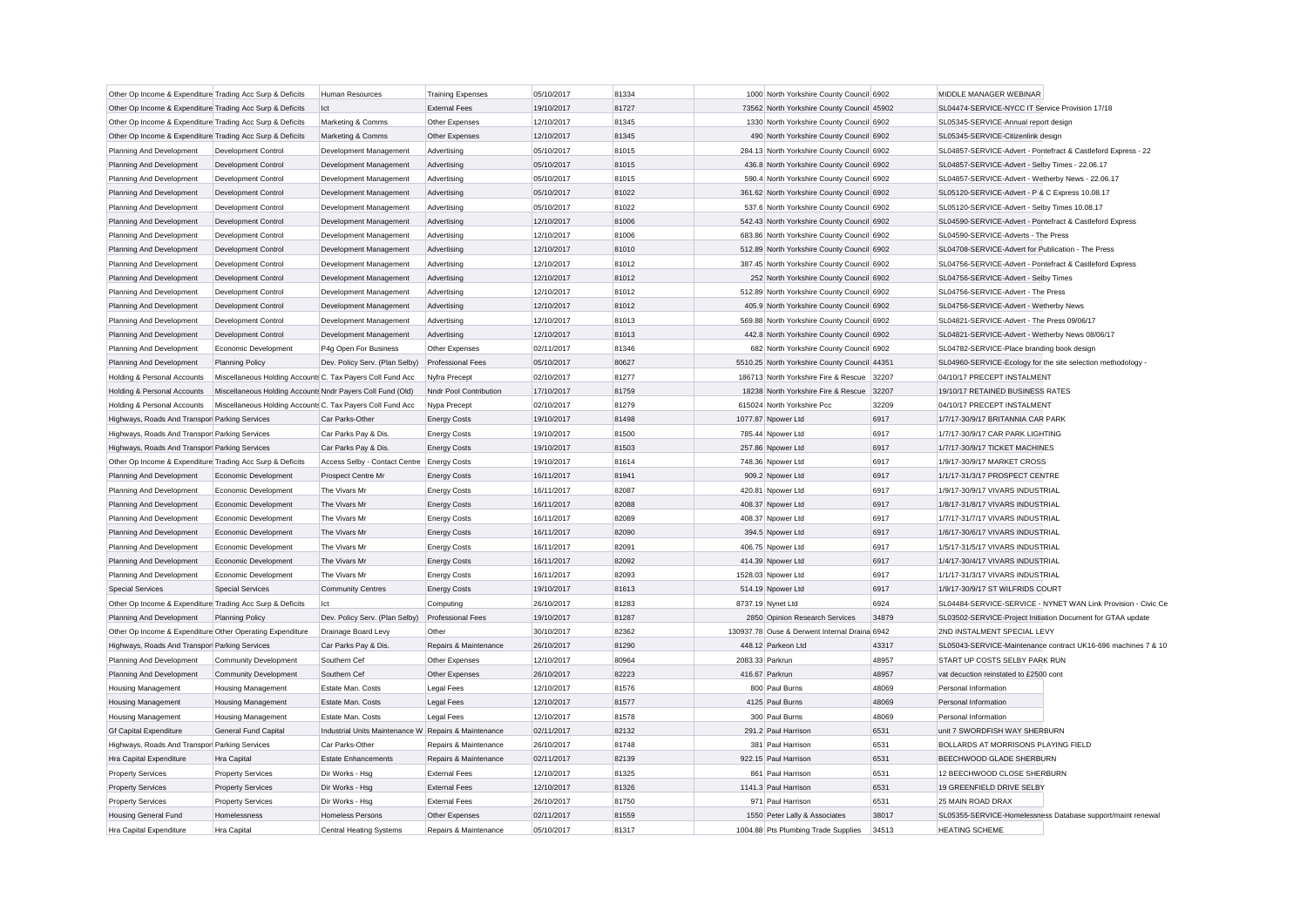| | | | | | | | | | |
|---|---|---|---|---|---|---|---|---|---|
| Other Op Income & Expenditure | Trading Acc Surp & Deficits | Human Resources | Training Expenses | 05/10/2017 | 81334 | 1000 | North Yorkshire County Council | 6902 | MIDDLE MANAGER WEBINAR |
| Other Op Income & Expenditure | Trading Acc Surp & Deficits | Ict | External Fees | 19/10/2017 | 81727 | 73562 | North Yorkshire County Council | 45902 | SL04474-SERVICE-NYCC IT Service Provision 17/18 |
| Other Op Income & Expenditure | Trading Acc Surp & Deficits | Marketing & Comms | Other Expenses | 12/10/2017 | 81345 | 1330 | North Yorkshire County Council | 6902 | SL05345-SERVICE-Annual report design |
| Other Op Income & Expenditure | Trading Acc Surp & Deficits | Marketing & Comms | Other Expenses | 12/10/2017 | 81345 | 490 | North Yorkshire County Council | 6902 | SL05345-SERVICE-Citizenlink design |
| Planning And Development | Development Control | Development Management | Advertising | 05/10/2017 | 81015 | 284.13 | North Yorkshire County Council | 6902 | SL04857-SERVICE-Advert - Pontefract & Castleford Express - 22 |
| Planning And Development | Development Control | Development Management | Advertising | 05/10/2017 | 81015 | 436.8 | North Yorkshire County Council | 6902 | SL04857-SERVICE-Advert - Selby Times - 22.06.17 |
| Planning And Development | Development Control | Development Management | Advertising | 05/10/2017 | 81015 | 590.4 | North Yorkshire County Council | 6902 | SL04857-SERVICE-Advert - Wetherby News - 22.06.17 |
| Planning And Development | Development Control | Development Management | Advertising | 05/10/2017 | 81022 | 361.62 | North Yorkshire County Council | 6902 | SL05120-SERVICE-Advert - P & C Express 10.08.17 |
| Planning And Development | Development Control | Development Management | Advertising | 05/10/2017 | 81022 | 537.6 | North Yorkshire County Council | 6902 | SL05120-SERVICE-Advert - Selby Times 10.08.17 |
| Planning And Development | Development Control | Development Management | Advertising | 12/10/2017 | 81006 | 542.43 | North Yorkshire County Council | 6902 | SL04590-SERVICE-Advert - Pontefract & Castleford Express |
| Planning And Development | Development Control | Development Management | Advertising | 12/10/2017 | 81006 | 683.86 | North Yorkshire County Council | 6902 | SL04590-SERVICE-Adverts - The Press |
| Planning And Development | Development Control | Development Management | Advertising | 12/10/2017 | 81010 | 512.89 | North Yorkshire County Council | 6902 | SL04708-SERVICE-Advert for Publication - The Press |
| Planning And Development | Development Control | Development Management | Advertising | 12/10/2017 | 81012 | 387.45 | North Yorkshire County Council | 6902 | SL04756-SERVICE-Advert - Pontefract & Castleford Express |
| Planning And Development | Development Control | Development Management | Advertising | 12/10/2017 | 81012 | 252 | North Yorkshire County Council | 6902 | SL04756-SERVICE-Advert - Selby Times |
| Planning And Development | Development Control | Development Management | Advertising | 12/10/2017 | 81012 | 512.89 | North Yorkshire County Council | 6902 | SL04756-SERVICE-Advert - The Press |
| Planning And Development | Development Control | Development Management | Advertising | 12/10/2017 | 81012 | 405.9 | North Yorkshire County Council | 6902 | SL04756-SERVICE-Advert - Wetherby News |
| Planning And Development | Development Control | Development Management | Advertising | 12/10/2017 | 81013 | 569.88 | North Yorkshire County Council | 6902 | SL04821-SERVICE-Advert - The Press 09/06/17 |
| Planning And Development | Development Control | Development Management | Advertising | 12/10/2017 | 81013 | 442.8 | North Yorkshire County Council | 6902 | SL04821-SERVICE-Advert - Wetherby News 08/06/17 |
| Planning And Development | Economic Development | P4g Open For Business | Other Expenses | 02/11/2017 | 81346 | 682 | North Yorkshire County Council | 6902 | SL04782-SERVICE-Place branding book design |
| Planning And Development | Planning Policy | Dev. Policy Serv. (Plan Selby) | Professional Fees | 05/10/2017 | 80627 | 5510.25 | North Yorkshire County Council | 44351 | SL04960-SERVICE-Ecology for the site selection methodology - |
| Holding & Personal Accounts | Miscellaneous Holding Accounts | C. Tax Payers Coll Fund Acc | Nyfra Precept | 02/10/2017 | 81277 | 186713 | North Yorkshire Fire & Rescue | 32207 | 04/10/17 PRECEPT INSTALMENT |
| Holding & Personal Accounts | Miscellaneous Holding Accounts | Nndr Payers Coll Fund (Old) | Nndr Pool Contribution | 17/10/2017 | 81759 | 18238 | North Yorkshire Fire & Rescue | 32207 | 19/10/17 RETAINED BUSINESS RATES |
| Holding & Personal Accounts | Miscellaneous Holding Accounts | C. Tax Payers Coll Fund Acc | Nypa Precept | 02/10/2017 | 81279 | 615024 | North Yorkshire Pcc | 32209 | 04/10/17 PRECEPT INSTALMENT |
| Highways, Roads And Transport | Parking Services | Car Parks-Other | Energy Costs | 19/10/2017 | 81498 | 1077.87 | Npower Ltd | 6917 | 1/7/17-30/9/17 BRITANNIA CAR PARK |
| Highways, Roads And Transport | Parking Services | Car Parks Pay & Dis. | Energy Costs | 19/10/2017 | 81500 | 785.44 | Npower Ltd | 6917 | 1/7/17-30/9/17 CAR PARK LIGHTING |
| Highways, Roads And Transport | Parking Services | Car Parks Pay & Dis. | Energy Costs | 19/10/2017 | 81503 | 257.86 | Npower Ltd | 6917 | 1/7/17-30/9/17 TICKET MACHINES |
| Other Op Income & Expenditure | Trading Acc Surp & Deficits | Access Selby - Contact Centre | Energy Costs | 19/10/2017 | 81614 | 748.36 | Npower Ltd | 6917 | 1/9/17-30/9/17 MARKET CROSS |
| Planning And Development | Economic Development | Prospect Centre Mr | Energy Costs | 16/11/2017 | 81941 | 909.2 | Npower Ltd | 6917 | 1/1/17-31/3/17 PROSPECT CENTRE |
| Planning And Development | Economic Development | The Vivars Mr | Energy Costs | 16/11/2017 | 82087 | 420.81 | Npower Ltd | 6917 | 1/9/17-30/9/17 VIVARS INDUSTRIAL |
| Planning And Development | Economic Development | The Vivars Mr | Energy Costs | 16/11/2017 | 82088 | 408.37 | Npower Ltd | 6917 | 1/8/17-31/8/17 VIVARS INDUSTRIAL |
| Planning And Development | Economic Development | The Vivars Mr | Energy Costs | 16/11/2017 | 82089 | 408.37 | Npower Ltd | 6917 | 1/7/17-31/7/17 VIVARS INDUSTRIAL |
| Planning And Development | Economic Development | The Vivars Mr | Energy Costs | 16/11/2017 | 82090 | 394.5 | Npower Ltd | 6917 | 1/6/17-30/6/17 VIVARS INDUSTRIAL |
| Planning And Development | Economic Development | The Vivars Mr | Energy Costs | 16/11/2017 | 82091 | 406.75 | Npower Ltd | 6917 | 1/5/17-31/5/17 VIVARS INDUSTRIAL |
| Planning And Development | Economic Development | The Vivars Mr | Energy Costs | 16/11/2017 | 82092 | 414.39 | Npower Ltd | 6917 | 1/4/17-30/4/17 VIVARS INDUSTRIAL |
| Planning And Development | Economic Development | The Vivars Mr | Energy Costs | 16/11/2017 | 82093 | 1528.03 | Npower Ltd | 6917 | 1/1/17-31/3/17 VIVARS INDUSTRIAL |
| Special Services | Special Services | Community Centres | Energy Costs | 19/10/2017 | 81613 | 514.19 | Npower Ltd | 6917 | 1/9/17-30/9/17 ST WILFRIDS COURT |
| Other Op Income & Expenditure | Trading Acc Surp & Deficits | Ict | Computing | 26/10/2017 | 81283 | 8737.19 | Nynet Ltd | 6924 | SL04484-SERVICE-SERVICE - NYNET WAN Link Provision - Civic Ce |
| Planning And Development | Planning Policy | Dev. Policy Serv. (Plan Selby) | Professional Fees | 19/10/2017 | 81287 | 2850 | Opinion Research Services | 34879 | SL03502-SERVICE-Project Initiation Document for GTAA update |
| Other Op Income & Expenditure | Other Operating Expenditure | Drainage Board Levy | Other | 30/10/2017 | 82362 | 130937.78 | Ouse & Derwent Internal Draina | 6942 | 2ND INSTALMENT SPECIAL LEVY |
| Highways, Roads And Transport | Parking Services | Car Parks Pay & Dis. | Repairs & Maintenance | 26/10/2017 | 81290 | 448.12 | Parkeon Ltd | 43317 | SL05043-SERVICE-Maintenance contract UK16-696 machines 7 & 10 |
| Planning And Development | Community Development | Southern Cef | Other Expenses | 12/10/2017 | 80964 | 2083.33 | Parkrun | 48957 | START UP COSTS SELBY PARK RUN |
| Planning And Development | Community Development | Southern Cef | Other Expenses | 26/10/2017 | 82223 | 416.67 | Parkrun | 48957 | vat decuction reinstated to £2500 cont |
| Housing Management | Housing Management | Estate Man. Costs | Legal Fees | 12/10/2017 | 81576 | 800 | Paul Burns | 48069 | Personal Information |
| Housing Management | Housing Management | Estate Man. Costs | Legal Fees | 12/10/2017 | 81577 | 4125 | Paul Burns | 48069 | Personal Information |
| Housing Management | Housing Management | Estate Man. Costs | Legal Fees | 12/10/2017 | 81578 | 300 | Paul Burns | 48069 | Personal Information |
| Gf Capital Expenditure | General Fund Capital | Industrial Units Maintenance W | Repairs & Maintenance | 02/11/2017 | 82132 | 291.2 | Paul Harrison | 6531 | unit 7 SWORDFISH WAY SHERBURN |
| Highways, Roads And Transport | Parking Services | Car Parks-Other | Repairs & Maintenance | 26/10/2017 | 81748 | 381 | Paul Harrison | 6531 | BOLLARDS AT MORRISONS PLAYING FIELD |
| Hra Capital Expenditure | Hra Capital | Estate Enhancements | Repairs & Maintenance | 02/11/2017 | 82139 | 922.15 | Paul Harrison | 6531 | BEECHWOOD GLADE SHERBURN |
| Property Services | Property Services | Dir Works - Hsg | External Fees | 12/10/2017 | 81325 | 861 | Paul Harrison | 6531 | 12 BEECHWOOD CLOSE SHERBURN |
| Property Services | Property Services | Dir Works - Hsg | External Fees | 12/10/2017 | 81326 | 1141.3 | Paul Harrison | 6531 | 19 GREENFIELD DRIVE SELBY |
| Property Services | Property Services | Dir Works - Hsg | External Fees | 26/10/2017 | 81750 | 971 | Paul Harrison | 6531 | 25 MAIN ROAD DRAX |
| Housing General Fund | Homelessness | Homeless Persons | Other Expenses | 02/11/2017 | 81559 | 1550 | Peter Lally & Associates | 38017 | SL05355-SERVICE-Homelessness Database support/maint renewal |
| Hra Capital Expenditure | Hra Capital | Central Heating Systems | Repairs & Maintenance | 05/10/2017 | 81317 | 1004.88 | Pts Plumbing Trade Supplies | 34513 | HEATING SCHEME |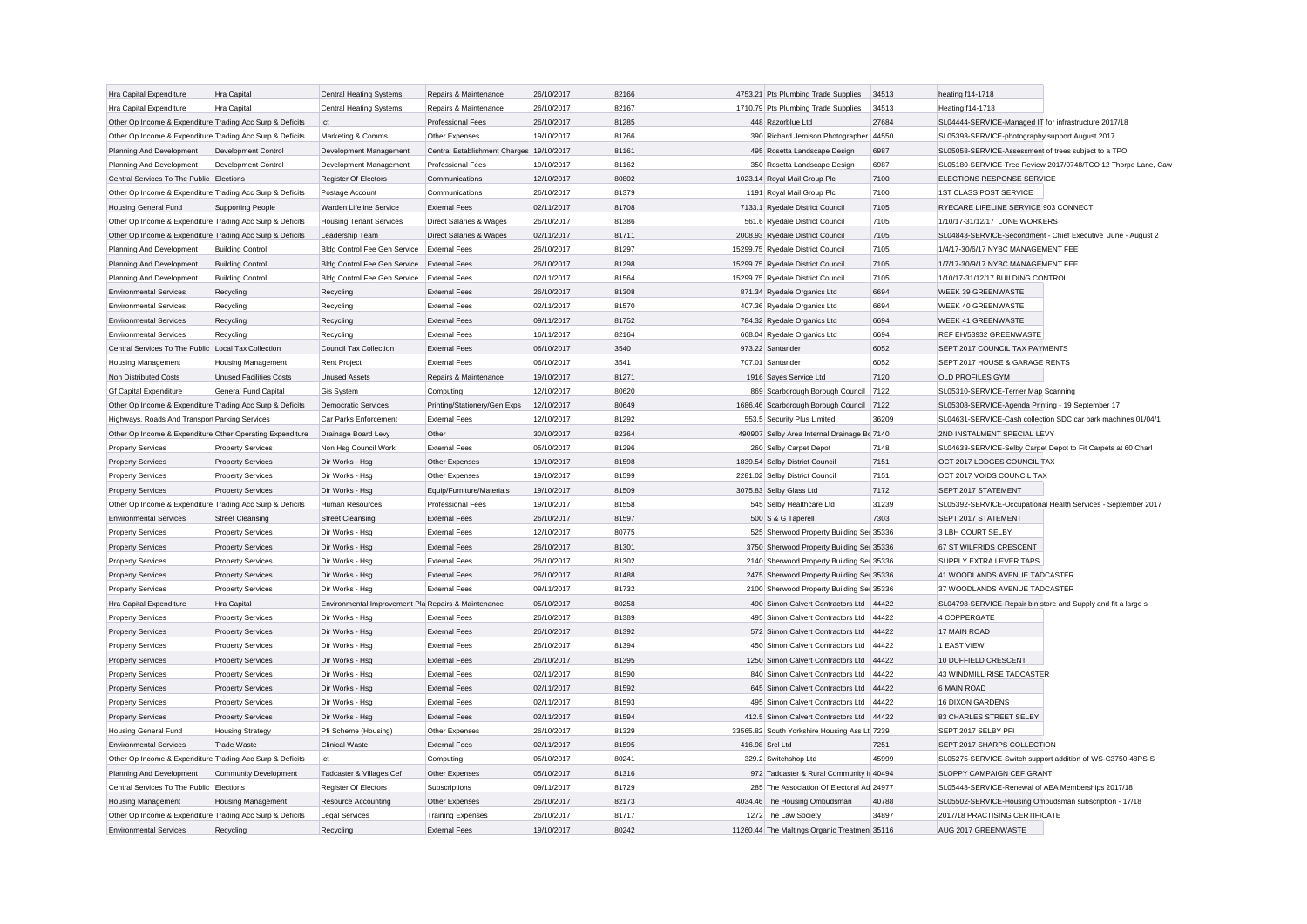| | | | | | | | | | |
|---|---|---|---|---|---|---|---|---|---|
| Hra Capital Expenditure | Hra Capital | Central Heating Systems | Repairs & Maintenance | 26/10/2017 | 82166 | 4753.21 | Pts Plumbing Trade Supplies | 34513 | heating f14-1718 |
| Hra Capital Expenditure | Hra Capital | Central Heating Systems | Repairs & Maintenance | 26/10/2017 | 82167 | 1710.79 | Pts Plumbing Trade Supplies | 34513 | Heating f14-1718 |
| Other Op Income & Expenditure | Trading Acc Surp & Deficits | Ict | Professional Fees | 26/10/2017 | 81285 | 448 | Razorblue Ltd | 27684 | SL04444-SERVICE-Managed IT for infrastructure 2017/18 |
| Other Op Income & Expenditure | Trading Acc Surp & Deficits | Marketing & Comms | Other Expenses | 19/10/2017 | 81766 | 390 | Richard Jemison Photographer | 44550 | SL05393-SERVICE-photography support August 2017 |
| Planning And Development | Development Control | Development Management | Central Establishment Charges | 19/10/2017 | 81161 | 495 | Rosetta Landscape Design | 6987 | SL05058-SERVICE-Assessment of trees subject to a TPO |
| Planning And Development | Development Control | Development Management | Professional Fees | 19/10/2017 | 81162 | 350 | Rosetta Landscape Design | 6987 | SL05180-SERVICE-Tree Review 2017/0748/TCO 12 Thorpe Lane, Caw |
| Central Services To The Public | Elections | Register Of Electors | Communications | 12/10/2017 | 80802 | 1023.14 | Royal Mail Group Plc | 7100 | ELECTIONS RESPONSE SERVICE |
| Other Op Income & Expenditure | Trading Acc Surp & Deficits | Postage Account | Communications | 26/10/2017 | 81379 | 1191 | Royal Mail Group Plc | 7100 | 1ST CLASS POST SERVICE |
| Housing General Fund | Supporting People | Warden Lifeline Service | External Fees | 02/11/2017 | 81708 | 7133.1 | Ryedale District Council | 7105 | RYECARE LIFELINE SERVICE 903 CONNECT |
| Other Op Income & Expenditure | Trading Acc Surp & Deficits | Housing Tenant Services | Direct Salaries & Wages | 26/10/2017 | 81386 | 561.6 | Ryedale District Council | 7105 | 1/10/17-31/12/17 LONE WORKERS |
| Other Op Income & Expenditure | Trading Acc Surp & Deficits | Leadership Team | Direct Salaries & Wages | 02/11/2017 | 81711 | 2008.93 | Ryedale District Council | 7105 | SL04843-SERVICE-Secondment - Chief Executive June - August 2 |
| Planning And Development | Building Control | Bldg Control Fee Gen Service | External Fees | 26/10/2017 | 81297 | 15299.75 | Ryedale District Council | 7105 | 1/4/17-30/6/17 NYBC MANAGEMENT FEE |
| Planning And Development | Building Control | Bldg Control Fee Gen Service | External Fees | 26/10/2017 | 81298 | 15299.75 | Ryedale District Council | 7105 | 1/7/17-30/9/17 NYBC MANAGEMENT FEE |
| Planning And Development | Building Control | Bldg Control Fee Gen Service | External Fees | 02/11/2017 | 81564 | 15299.75 | Ryedale District Council | 7105 | 1/10/17-31/12/17 BUILDING CONTROL |
| Environmental Services | Recycling | Recycling | External Fees | 26/10/2017 | 81308 | 871.34 | Ryedale Organics Ltd | 6694 | WEEK 39 GREENWASTE |
| Environmental Services | Recycling | Recycling | External Fees | 02/11/2017 | 81570 | 407.36 | Ryedale Organics Ltd | 6694 | WEEK 40 GREENWASTE |
| Environmental Services | Recycling | Recycling | External Fees | 09/11/2017 | 81752 | 784.32 | Ryedale Organics Ltd | 6694 | WEEK 41 GREENWASTE |
| Environmental Services | Recycling | Recycling | External Fees | 16/11/2017 | 82164 | 668.04 | Ryedale Organics Ltd | 6694 | REF EH/53932 GREENWASTE |
| Central Services To The Public | Local Tax Collection | Council Tax Collection | External Fees | 06/10/2017 | 3540 | 973.22 | Santander | 6052 | SEPT 2017 COUNCIL TAX PAYMENTS |
| Housing Management | Housing Management | Rent Project | External Fees | 06/10/2017 | 3541 | 707.01 | Santander | 6052 | SEPT 2017 HOUSE & GARAGE RENTS |
| Non Distributed Costs | Unused Facilities Costs | Unused Assets | Repairs & Maintenance | 19/10/2017 | 81271 | 1916 | Sayes Service Ltd | 7120 | OLD PROFILES GYM |
| Gf Capital Expenditure | General Fund Capital | Gis System | Computing | 12/10/2017 | 80620 | 869 | Scarborough Borough Council | 7122 | SL05310-SERVICE-Terrier Map Scanning |
| Other Op Income & Expenditure | Trading Acc Surp & Deficits | Democratic Services | Printing/Stationery/Gen Exps | 12/10/2017 | 80649 | 1686.46 | Scarborough Borough Council | 7122 | SL05308-SERVICE-Agenda Printing - 19 September 17 |
| Highways, Roads And Transport | Parking Services | Car Parks Enforcement | External Fees | 12/10/2017 | 81292 | 553.5 | Security Plus Limited | 36209 | SL04631-SERVICE-Cash collection SDC car park machines 01/04/1 |
| Other Op Income & Expenditure | Other Operating Expenditure | Drainage Board Levy | Other | 30/10/2017 | 82364 | 490907 | Selby Area Internal Drainage Bo | 7140 | 2ND INSTALMENT SPECIAL LEVY |
| Property Services | Property Services | Non Hsg Council Work | External Fees | 05/10/2017 | 81296 | 260 | Selby Carpet Depot | 7148 | SL04633-SERVICE-Selby Carpet Depot to Fit Carpets at 60 Charl |
| Property Services | Property Services | Dir Works - Hsg | Other Expenses | 19/10/2017 | 81598 | 1839.54 | Selby District Council | 7151 | OCT 2017 LODGES COUNCIL TAX |
| Property Services | Property Services | Dir Works - Hsg | Other Expenses | 19/10/2017 | 81599 | 2281.02 | Selby District Council | 7151 | OCT 2017 VOIDS COUNCIL TAX |
| Property Services | Property Services | Dir Works - Hsg | Equip/Furniture/Materials | 19/10/2017 | 81509 | 3075.83 | Selby Glass Ltd | 7172 | SEPT 2017 STATEMENT |
| Other Op Income & Expenditure | Trading Acc Surp & Deficits | Human Resources | Professional Fees | 19/10/2017 | 81558 | 545 | Selby Healthcare Ltd | 31239 | SL05392-SERVICE-Occupational Health Services - September 2017 |
| Environmental Services | Street Cleansing | Street Cleansing | External Fees | 26/10/2017 | 81597 | 500 | S & G Taperell | 7303 | SEPT 2017 STATEMENT |
| Property Services | Property Services | Dir Works - Hsg | External Fees | 12/10/2017 | 80775 | 525 | Sherwood Property Building Ser | 35336 | 3 LBH COURT SELBY |
| Property Services | Property Services | Dir Works - Hsg | External Fees | 26/10/2017 | 81301 | 3750 | Sherwood Property Building Ser | 35336 | 67 ST WILFRIDS CRESCENT |
| Property Services | Property Services | Dir Works - Hsg | External Fees | 26/10/2017 | 81302 | 2140 | Sherwood Property Building Ser | 35336 | SUPPLY EXTRA LEVER TAPS |
| Property Services | Property Services | Dir Works - Hsg | External Fees | 26/10/2017 | 81488 | 2475 | Sherwood Property Building Ser | 35336 | 41 WOODLANDS AVENUE TADCASTER |
| Property Services | Property Services | Dir Works - Hsg | External Fees | 09/11/2017 | 81732 | 2100 | Sherwood Property Building Ser | 35336 | 37 WOODLANDS AVENUE TADCASTER |
| Hra Capital Expenditure | Hra Capital | Environmental Improvement Pla | Repairs & Maintenance | 05/10/2017 | 80258 | 490 | Simon Calvert Contractors Ltd | 44422 | SL04798-SERVICE-Repair bin store and Supply and fit a large s |
| Property Services | Property Services | Dir Works - Hsg | External Fees | 26/10/2017 | 81389 | 495 | Simon Calvert Contractors Ltd | 44422 | 4 COPPERGATE |
| Property Services | Property Services | Dir Works - Hsg | External Fees | 26/10/2017 | 81392 | 572 | Simon Calvert Contractors Ltd | 44422 | 17 MAIN ROAD |
| Property Services | Property Services | Dir Works - Hsg | External Fees | 26/10/2017 | 81394 | 450 | Simon Calvert Contractors Ltd | 44422 | 1 EAST VIEW |
| Property Services | Property Services | Dir Works - Hsg | External Fees | 26/10/2017 | 81395 | 1250 | Simon Calvert Contractors Ltd | 44422 | 10 DUFFIELD CRESCENT |
| Property Services | Property Services | Dir Works - Hsg | External Fees | 02/11/2017 | 81590 | 840 | Simon Calvert Contractors Ltd | 44422 | 43 WINDMILL RISE TADCASTER |
| Property Services | Property Services | Dir Works - Hsg | External Fees | 02/11/2017 | 81592 | 645 | Simon Calvert Contractors Ltd | 44422 | 6 MAIN ROAD |
| Property Services | Property Services | Dir Works - Hsg | External Fees | 02/11/2017 | 81593 | 495 | Simon Calvert Contractors Ltd | 44422 | 16 DIXON GARDENS |
| Property Services | Property Services | Dir Works - Hsg | External Fees | 02/11/2017 | 81594 | 412.5 | Simon Calvert Contractors Ltd | 44422 | 83 CHARLES STREET SELBY |
| Housing General Fund | Housing Strategy | Pfi Scheme (Housing) | Other Expenses | 26/10/2017 | 81329 | 33565.82 | South Yorkshire Housing Ass Lt | 7239 | SEPT 2017 SELBY PFI |
| Environmental Services | Trade Waste | Clinical Waste | External Fees | 02/11/2017 | 81595 | 416.98 | Srcl Ltd | 7251 | SEPT 2017 SHARPS COLLECTION |
| Other Op Income & Expenditure | Trading Acc Surp & Deficits | Ict | Computing | 05/10/2017 | 80241 | 329.2 | Switchshop Ltd | 45999 | SL05275-SERVICE-Switch support addition of WS-C3750-48PS-S |
| Planning And Development | Community Development | Tadcaster & Villages Cef | Other Expenses | 05/10/2017 | 81316 | 972 | Tadcaster & Rural Community I | 40494 | SLOPPY CAMPAIGN CEF GRANT |
| Central Services To The Public | Elections | Register Of Electors | Subscriptions | 09/11/2017 | 81729 | 285 | The Association Of Electoral Ad | 24977 | SL05448-SERVICE-Renewal of AEA Memberships 2017/18 |
| Housing Management | Housing Management | Resource Accounting | Other Expenses | 26/10/2017 | 82173 | 4034.46 | The Housing Ombudsman | 40788 | SL05502-SERVICE-Housing Ombudsman subscription - 17/18 |
| Other Op Income & Expenditure | Trading Acc Surp & Deficits | Legal Services | Training Expenses | 26/10/2017 | 81717 | 1272 | The Law Society | 34897 | 2017/18 PRACTISING CERTIFICATE |
| Environmental Services | Recycling | Recycling | External Fees | 19/10/2017 | 80242 | 11260.44 | The Maltings Organic Treatment | 35116 | AUG 2017 GREENWASTE |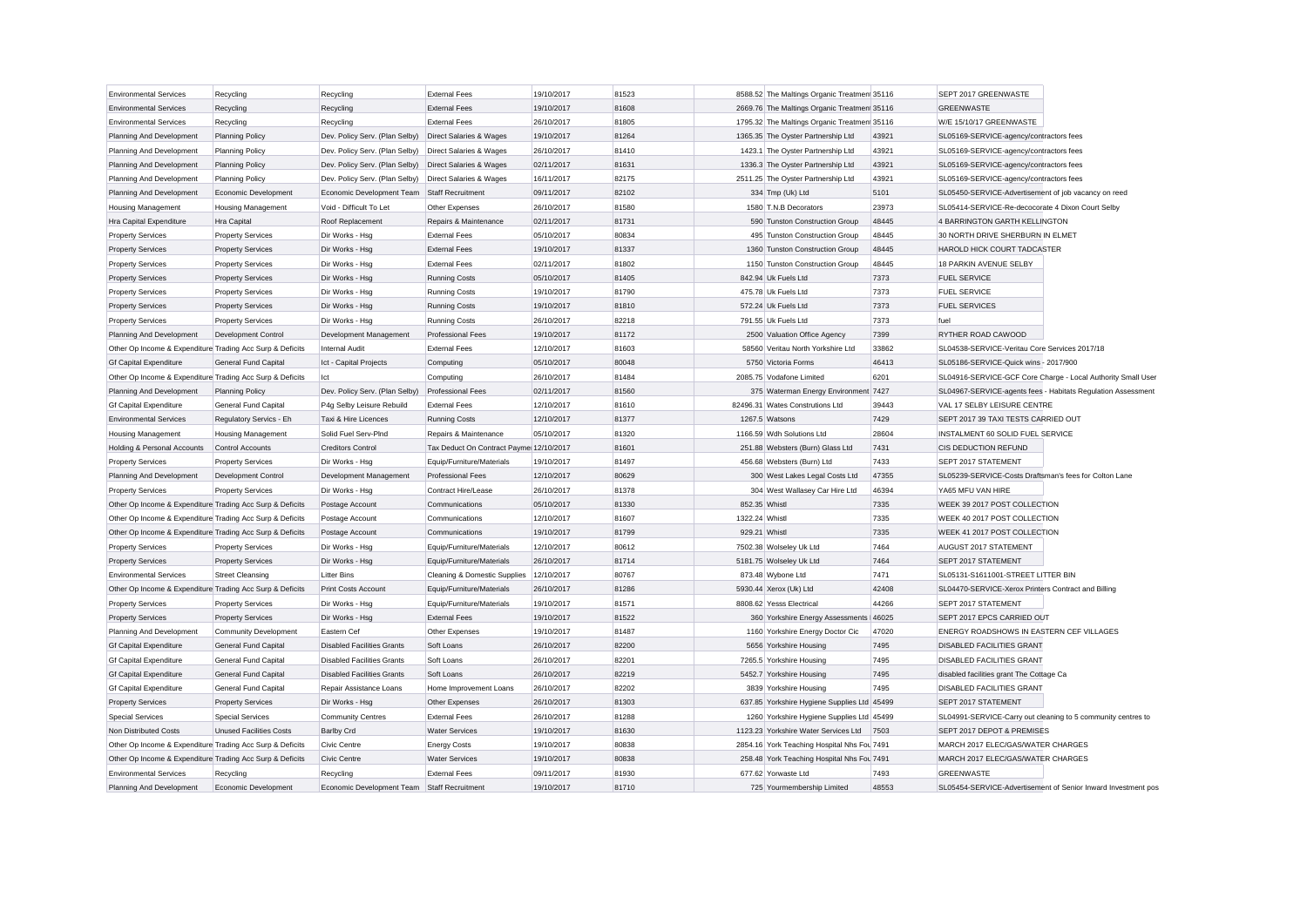| | | | | | | | | | |
|---|---|---|---|---|---|---|---|---|---|
| Environmental Services | Recycling | Recycling | External Fees | 19/10/2017 | 81523 | 8588.52 | The Maltings Organic Treatment | 35116 | SEPT 2017 GREENWASTE |
| Environmental Services | Recycling | Recycling | External Fees | 19/10/2017 | 81608 | 2669.76 | The Maltings Organic Treatment | 35116 | GREENWASTE |
| Environmental Services | Recycling | Recycling | External Fees | 26/10/2017 | 81805 | 1795.32 | The Maltings Organic Treatment | 35116 | W/E 15/10/17 GREENWASTE |
| Planning And Development | Planning Policy | Dev. Policy Serv. (Plan Selby) | Direct Salaries & Wages | 19/10/2017 | 81264 | 1365.35 | The Oyster Partnership Ltd | 43921 | SL05169-SERVICE-agency/contractors fees |
| Planning And Development | Planning Policy | Dev. Policy Serv. (Plan Selby) | Direct Salaries & Wages | 26/10/2017 | 81410 | 1423.1 | The Oyster Partnership Ltd | 43921 | SL05169-SERVICE-agency/contractors fees |
| Planning And Development | Planning Policy | Dev. Policy Serv. (Plan Selby) | Direct Salaries & Wages | 02/11/2017 | 81631 | 1336.3 | The Oyster Partnership Ltd | 43921 | SL05169-SERVICE-agency/contractors fees |
| Planning And Development | Planning Policy | Dev. Policy Serv. (Plan Selby) | Direct Salaries & Wages | 16/11/2017 | 82175 | 2511.25 | The Oyster Partnership Ltd | 43921 | SL05169-SERVICE-agency/contractors fees |
| Planning And Development | Economic Development | Economic Development Team | Staff Recruitment | 09/11/2017 | 82102 | 334 | Tmp (Uk) Ltd | 5101 | SL05450-SERVICE-Advertisement of job vacancy on reed |
| Housing Management | Housing Management | Void - Difficult To Let | Other Expenses | 26/10/2017 | 81580 | 1580 | T.N.B Decorators | 23973 | SL05414-SERVICE-Re-decocorate 4 Dixon Court Selby |
| Hra Capital Expenditure | Hra Capital | Roof Replacement | Repairs & Maintenance | 02/11/2017 | 81731 | 590 | Tunston Construction Group | 48445 | 4 BARRINGTON GARTH KELLINGTON |
| Property Services | Property Services | Dir Works - Hsg | External Fees | 05/10/2017 | 80834 | 495 | Tunston Construction Group | 48445 | 30 NORTH DRIVE SHERBURN IN ELMET |
| Property Services | Property Services | Dir Works - Hsg | External Fees | 19/10/2017 | 81337 | 1360 | Tunston Construction Group | 48445 | HAROLD HICK COURT TADCASTER |
| Property Services | Property Services | Dir Works - Hsg | External Fees | 02/11/2017 | 81802 | 1150 | Tunston Construction Group | 48445 | 18 PARKIN AVENUE SELBY |
| Property Services | Property Services | Dir Works - Hsg | Running Costs | 05/10/2017 | 81405 | 842.94 | Uk Fuels Ltd | 7373 | FUEL SERVICE |
| Property Services | Property Services | Dir Works - Hsg | Running Costs | 19/10/2017 | 81790 | 475.78 | Uk Fuels Ltd | 7373 | FUEL SERVICE |
| Property Services | Property Services | Dir Works - Hsg | Running Costs | 19/10/2017 | 81810 | 572.24 | Uk Fuels Ltd | 7373 | FUEL SERVICES |
| Property Services | Property Services | Dir Works - Hsg | Running Costs | 26/10/2017 | 82218 | 791.55 | Uk Fuels Ltd | 7373 | fuel |
| Planning And Development | Development Control | Development Management | Professional Fees | 19/10/2017 | 81172 | 2500 | Valuation Office Agency | 7399 | RYTHER ROAD CAWOOD |
| Other Op Income & Expenditure | Trading Acc Surp & Deficits | Internal Audit | External Fees | 12/10/2017 | 81603 | 58560 | Veritau North Yorkshire Ltd | 33862 | SL04538-SERVICE-Veritau Core Services 2017/18 |
| Gf Capital Expenditure | General Fund Capital | Ict - Capital Projects | Computing | 05/10/2017 | 80048 | 5750 | Victoria Forms | 46413 | SL05186-SERVICE-Quick wins - 2017/900 |
| Other Op Income & Expenditure | Trading Acc Surp & Deficits | Ict | Computing | 26/10/2017 | 81484 | 2085.75 | Vodafone Limited | 6201 | SL04916-SERVICE-GCF Core Charge - Local Authority Small User |
| Planning And Development | Planning Policy | Dev. Policy Serv. (Plan Selby) | Professional Fees | 02/11/2017 | 81560 | 375 | Waterman Energy Environment | 7427 | SL04967-SERVICE-agents fees - Habitats Regulation Assessment |
| Gf Capital Expenditure | General Fund Capital | P4g Selby Leisure Rebuild | External Fees | 12/10/2017 | 81610 | 82496.31 | Wates Construtions Ltd | 39443 | VAL 17 SELBY LEISURE CENTRE |
| Environmental Services | Regulatory Servics - Eh | Taxi & Hire Licences | Running Costs | 12/10/2017 | 81377 | 1267.5 | Watsons | 7429 | SEPT 2017 39 TAXI TESTS CARRIED OUT |
| Housing Management | Housing Management | Solid Fuel Serv-Plnd | Repairs & Maintenance | 05/10/2017 | 81320 | 1166.59 | Wdh Solutions Ltd | 28604 | INSTALMENT 60 SOLID FUEL SERVICE |
| Holding & Personal Accounts | Control Accounts | Creditors Control | Tax Deduct On Contract Payme | 12/10/2017 | 81601 | 251.88 | Websters (Burn) Glass Ltd | 7431 | CIS DEDUCTION REFUND |
| Property Services | Property Services | Dir Works - Hsg | Equip/Furniture/Materials | 19/10/2017 | 81497 | 456.68 | Websters (Burn) Ltd | 7433 | SEPT 2017 STATEMENT |
| Planning And Development | Development Control | Development Management | Professional Fees | 12/10/2017 | 80629 | 300 | West Lakes Legal Costs Ltd | 47355 | SL05239-SERVICE-Costs Draftsman's fees for Colton Lane |
| Property Services | Property Services | Dir Works - Hsg | Contract Hire/Lease | 26/10/2017 | 81378 | 304 | West Wallasey Car Hire Ltd | 46394 | YA65 MFU VAN HIRE |
| Other Op Income & Expenditure | Trading Acc Surp & Deficits | Postage Account | Communications | 05/10/2017 | 81330 | 852.35 | Whistl | 7335 | WEEK 39 2017 POST COLLECTION |
| Other Op Income & Expenditure | Trading Acc Surp & Deficits | Postage Account | Communications | 12/10/2017 | 81607 | 1322.24 | Whistl | 7335 | WEEK 40 2017 POST COLLECTION |
| Other Op Income & Expenditure | Trading Acc Surp & Deficits | Postage Account | Communications | 19/10/2017 | 81799 | 929.21 | Whistl | 7335 | WEEK 41 2017 POST COLLECTION |
| Property Services | Property Services | Dir Works - Hsg | Equip/Furniture/Materials | 12/10/2017 | 80612 | 7502.38 | Wolseley Uk Ltd | 7464 | AUGUST 2017 STATEMENT |
| Property Services | Property Services | Dir Works - Hsg | Equip/Furniture/Materials | 26/10/2017 | 81714 | 5181.75 | Wolseley Uk Ltd | 7464 | SEPT 2017 STATEMENT |
| Environmental Services | Street Cleansing | Litter Bins | Cleaning & Domestic Supplies | 12/10/2017 | 80767 | 873.48 | Wybone Ltd | 7471 | SL05131-S1611001-STREET LITTER BIN |
| Other Op Income & Expenditure | Trading Acc Surp & Deficits | Print Costs Account | Equip/Furniture/Materials | 26/10/2017 | 81286 | 5930.44 | Xerox (Uk) Ltd | 42408 | SL04470-SERVICE-Xerox Printers Contract and Billing |
| Property Services | Property Services | Dir Works - Hsg | Equip/Furniture/Materials | 19/10/2017 | 81571 | 8808.62 | Yesss Electrical | 44266 | SEPT 2017 STATEMENT |
| Property Services | Property Services | Dir Works - Hsg | External Fees | 19/10/2017 | 81522 | 360 | Yorkshire Energy Assessments | 46025 | SEPT 2017 EPCS CARRIED OUT |
| Planning And Development | Community Development | Eastern Cef | Other Expenses | 19/10/2017 | 81487 | 1160 | Yorkshire Energy Doctor Cic | 47020 | ENERGY ROADSHOWS IN EASTERN CEF VILLAGES |
| Gf Capital Expenditure | General Fund Capital | Disabled Facilities Grants | Soft Loans | 26/10/2017 | 82200 | 5656 | Yorkshire Housing | 7495 | DISABLED FACILITIES GRANT |
| Gf Capital Expenditure | General Fund Capital | Disabled Facilities Grants | Soft Loans | 26/10/2017 | 82201 | 7265.5 | Yorkshire Housing | 7495 | DISABLED FACILITIES GRANT |
| Gf Capital Expenditure | General Fund Capital | Disabled Facilities Grants | Soft Loans | 26/10/2017 | 82219 | 5452.7 | Yorkshire Housing | 7495 | disabled facilities grant The Cottage Ca |
| Gf Capital Expenditure | General Fund Capital | Repair Assistance Loans | Home Improvement Loans | 26/10/2017 | 82202 | 3839 | Yorkshire Housing | 7495 | DISABLED FACILITIES GRANT |
| Property Services | Property Services | Dir Works - Hsg | Other Expenses | 26/10/2017 | 81303 | 637.85 | Yorkshire Hygiene Supplies Ltd | 45499 | SEPT 2017 STATEMENT |
| Special Services | Special Services | Community Centres | External Fees | 26/10/2017 | 81288 | 1260 | Yorkshire Hygiene Supplies Ltd | 45499 | SL04991-SERVICE-Carry out cleaning to 5 community centres to |
| Non Distributed Costs | Unused Facilities Costs | Barlby Crd | Water Services | 19/10/2017 | 81630 | 1123.23 | Yorkshire Water Services Ltd | 7503 | SEPT 2017 DEPOT & PREMISES |
| Other Op Income & Expenditure | Trading Acc Surp & Deficits | Civic Centre | Energy Costs | 19/10/2017 | 80838 | 2854.16 | York Teaching Hospital Nhs Fou | 7491 | MARCH 2017 ELEC/GAS/WATER CHARGES |
| Other Op Income & Expenditure | Trading Acc Surp & Deficits | Civic Centre | Water Services | 19/10/2017 | 80838 | 258.48 | York Teaching Hospital Nhs Fou | 7491 | MARCH 2017 ELEC/GAS/WATER CHARGES |
| Environmental Services | Recycling | Recycling | External Fees | 09/11/2017 | 81930 | 677.62 | Yorwaste Ltd | 7493 | GREENWASTE |
| Planning And Development | Economic Development | Economic Development Team | Staff Recruitment | 19/10/2017 | 81710 | 725 | Yourmembership Limited | 48553 | SL05454-SERVICE-Advertisement of Senior Inward Investment pos |